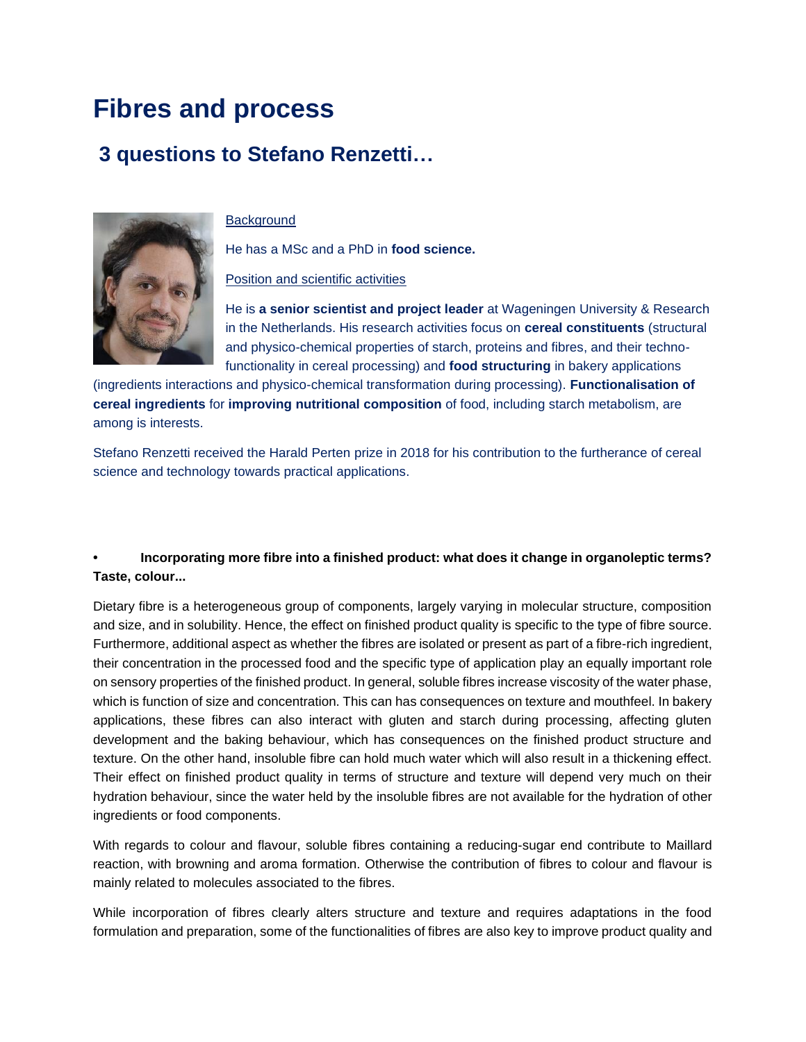# Fibres and process

## 3 questions to Stefano Renzetti…

Background

He has a MSc and a PhD in **food science.**

Position and scientific activities

He is **a senior scientist and project leader** at Wageningen University & Research in the Netherlands. His research activities focus on **cereal constituents** (structural and physico-chemical properties of starch, proteins and fibres, and their techno-functionality in cereal processing) and **food structuring** in bakery applications (ingredients interactions and physico-chemical transformation during processing). **Functionalisation of cereal ingredients** for **improving nutritional composition** of food, including starch metabolism, are among is interests.

Stefano Renzetti received the Harald Perten prize in 2018 for his contribution to the furtherance of cereal science and technology towards practical applications.

- **Incorporating more fibre into a finished product: what does it change in organoleptic terms? Taste, colour...**

Dietary fibre is a heterogeneous group of components, largely varying in molecular structure, composition and size, and in solubility. Hence, the effect on finished product quality is specific to the type of fibre source. Furthermore, additional aspect as whether the fibres are isolated or present as part of a fibre-rich ingredient, their concentration in the processed food and the specific type of application play an equally important role on sensory properties of the finished product. In general, soluble fibres increase viscosity of the water phase, which is function of size and concentration. This can has consequences on texture and mouthfeel. In bakery applications, these fibres can also interact with gluten and starch during processing, affecting gluten development and the baking behaviour, which has consequences on the finished product structure and texture. On the other hand, insoluble fibre can hold much water which will also result in a thickening effect. Their effect on finished product quality in terms of structure and texture will depend very much on their hydration behaviour, since the water held by the insoluble fibres are not available for the hydration of other ingredients or food components.

With regards to colour and flavour, soluble fibres containing a reducing-sugar end contribute to Maillard reaction, with browning and aroma formation. Otherwise the contribution of fibres to colour and flavour is mainly related to molecules associated to the fibres.

While incorporation of fibres clearly alters structure and texture and requires adaptations in the food formulation and preparation, some of the functionalities of fibres are also key to improve product quality and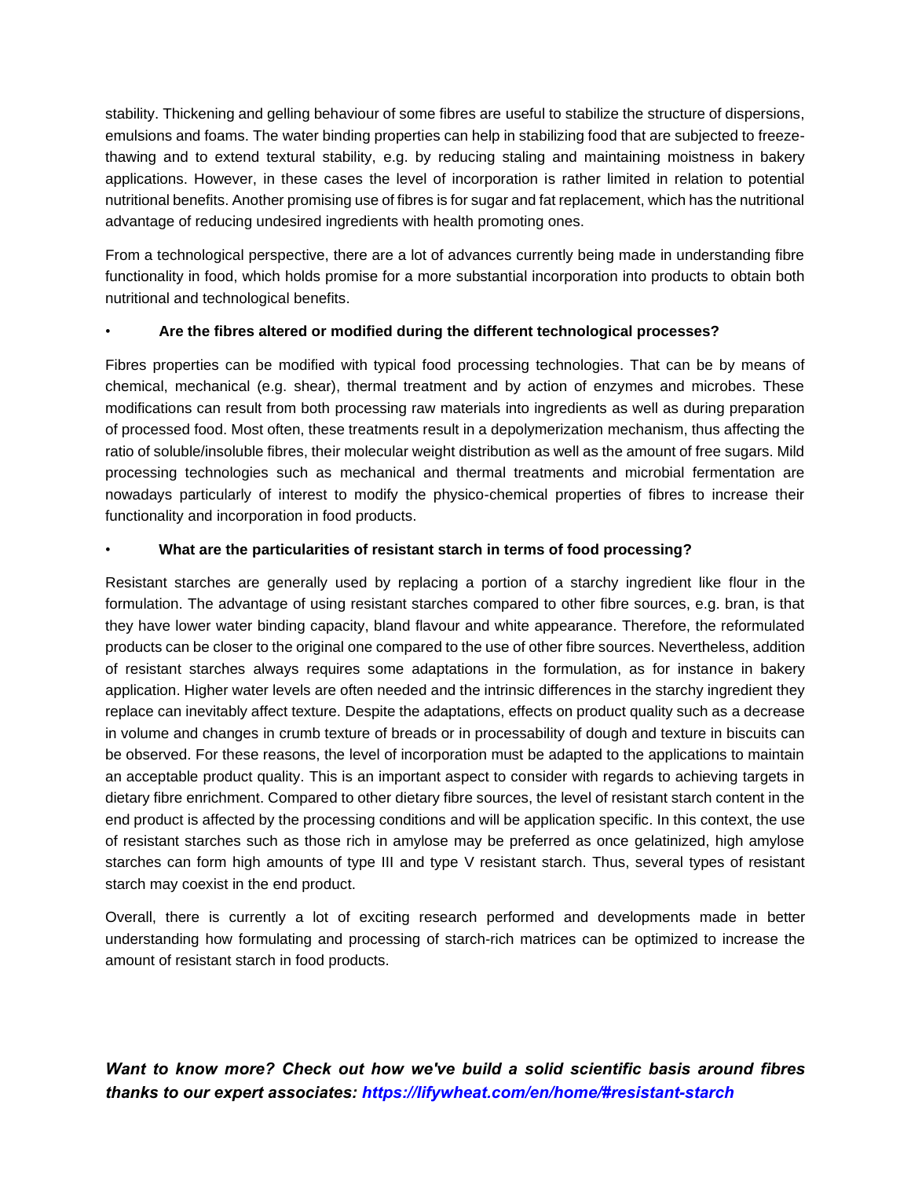stability. Thickening and gelling behaviour of some fibres are useful to stabilize the structure of dispersions, emulsions and foams. The water binding properties can help in stabilizing food that are subjected to freeze-thawing and to extend textural stability, e.g. by reducing staling and maintaining moistness in bakery applications. However, in these cases the level of incorporation is rather limited in relation to potential nutritional benefits. Another promising use of fibres is for sugar and fat replacement, which has the nutritional advantage of reducing undesired ingredients with health promoting ones.

From a technological perspective, there are a lot of advances currently being made in understanding fibre functionality in food, which holds promise for a more substantial incorporation into products to obtain both nutritional and technological benefits.

- **Are the fibres altered or modified during the different technological processes?**

Fibres properties can be modified with typical food processing technologies. That can be by means of chemical, mechanical (e.g. shear), thermal treatment and by action of enzymes and microbes. These modifications can result from both processing raw materials into ingredients as well as during preparation of processed food. Most often, these treatments result in a depolymerization mechanism, thus affecting the ratio of soluble/insoluble fibres, their molecular weight distribution as well as the amount of free sugars. Mild processing technologies such as mechanical and thermal treatments and microbial fermentation are nowadays particularly of interest to modify the physico-chemical properties of fibres to increase their functionality and incorporation in food products.

- **What are the particularities of resistant starch in terms of food processing?**

Resistant starches are generally used by replacing a portion of a starchy ingredient like flour in the formulation. The advantage of using resistant starches compared to other fibre sources, e.g. bran, is that they have lower water binding capacity, bland flavour and white appearance. Therefore, the reformulated products can be closer to the original one compared to the use of other fibre sources. Nevertheless, addition of resistant starches always requires some adaptations in the formulation, as for instance in bakery application. Higher water levels are often needed and the intrinsic differences in the starchy ingredient they replace can inevitably affect texture. Despite the adaptations, effects on product quality such as a decrease in volume and changes in crumb texture of breads or in processability of dough and texture in biscuits can be observed. For these reasons, the level of incorporation must be adapted to the applications to maintain an acceptable product quality. This is an important aspect to consider with regards to achieving targets in dietary fibre enrichment. Compared to other dietary fibre sources, the level of resistant starch content in the end product is affected by the processing conditions and will be application specific. In this context, the use of resistant starches such as those rich in amylose may be preferred as once gelatinized, high amylose starches can form high amounts of type III and type V resistant starch. Thus, several types of resistant starch may coexist in the end product.

Overall, there is currently a lot of exciting research performed and developments made in better understanding how formulating and processing of starch-rich matrices can be optimized to increase the amount of resistant starch in food products.

***Want to know more? Check out how we've build a solid scientific basis around fibres thanks to our expert associates: https://lifywheat.com/en/home/#resistant-starch***